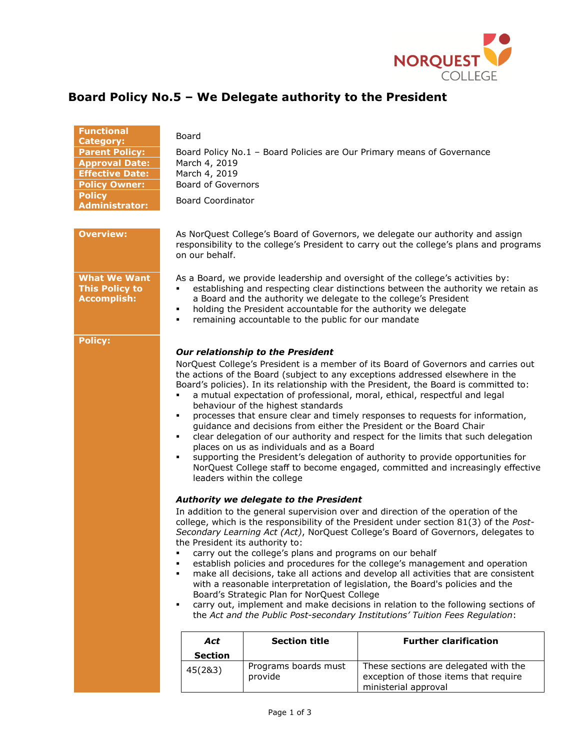# Board Policy No.5 – We Delegate authority to the President

| | |
|---|---|
| **Functional Category:** | Board |
| **Parent Policy:** | Board Policy No.1 – Board Policies are Our Primary means of Governance |
| **Approval Date:** | March 4, 2019 |
| **Effective Date:** | March 4, 2019 |
| **Policy Owner:** | Board of Governors |
| **Policy Administrator:** | Board Coordinator |

**Overview:**

As NorQuest College's Board of Governors, we delegate our authority and assign responsibility to the college's President to carry out the college's plans and programs on our behalf.

**What We Want This Policy to Accomplish:**

As a Board, we provide leadership and oversight of the college's activities by:

- establishing and respecting clear distinctions between the authority we retain as a Board and the authority we delegate to the college's President
- holding the President accountable for the authority we delegate
- remaining accountable to the public for our mandate

**Policy:**

***Our relationship to the President***

NorQuest College's President is a member of its Board of Governors and carries out the actions of the Board (subject to any exceptions addressed elsewhere in the Board's policies). In its relationship with the President, the Board is committed to:

- a mutual expectation of professional, moral, ethical, respectful and legal behaviour of the highest standards
- processes that ensure clear and timely responses to requests for information, guidance and decisions from either the President or the Board Chair
- clear delegation of our authority and respect for the limits that such delegation places on us as individuals and as a Board
- supporting the President's delegation of authority to provide opportunities for NorQuest College staff to become engaged, committed and increasingly effective leaders within the college

***Authority we delegate to the President***

In addition to the general supervision over and direction of the operation of the college, which is the responsibility of the President under section 81(3) of the *Post-Secondary Learning Act (Act)*, NorQuest College's Board of Governors, delegates to the President its authority to:

- carry out the college's plans and programs on our behalf
- establish policies and procedures for the college's management and operation
- make all decisions, take all actions and develop all activities that are consistent with a reasonable interpretation of legislation, the Board's policies and the Board's Strategic Plan for NorQuest College
- carry out, implement and make decisions in relation to the following sections of the *Act and the Public Post-secondary Institutions' Tuition Fees Regulation*:

| ***Act* Section** | **Section title** | **Further clarification** |
|---|---|---|
| 45(2&3) | Programs boards must provide | These sections are delegated with the exception of those items that require ministerial approval |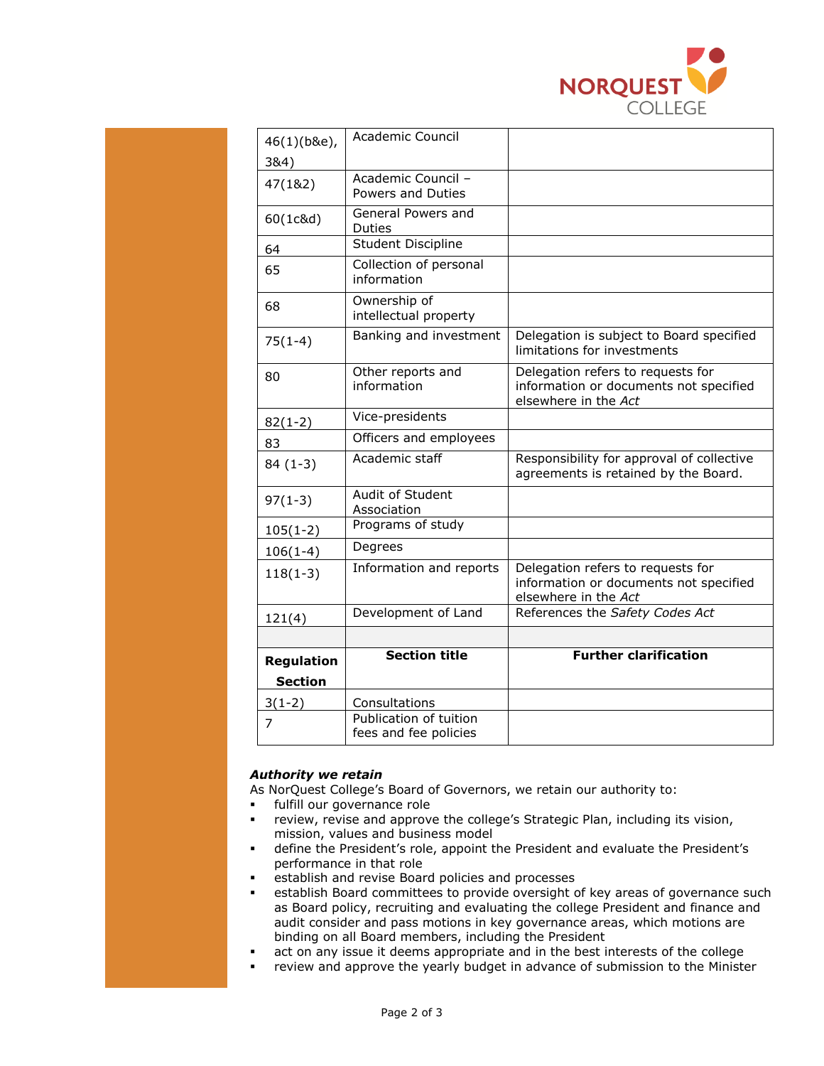| | | |
|---|---|---|
| 46(1)(b&e), 3&4) | Academic Council | |
| 47(1&2) | Academic Council – Powers and Duties | |
| 60(1c&d) | General Powers and Duties | |
| 64 | Student Discipline | |
| 65 | Collection of personal information | |
| 68 | Ownership of intellectual property | |
| 75(1-4) | Banking and investment | Delegation is subject to Board specified limitations for investments |
| 80 | Other reports and information | Delegation refers to requests for information or documents not specified elsewhere in the *Act* |
| 82(1-2) | Vice-presidents | |
| 83 | Officers and employees | |
| 84 (1-3) | Academic staff | Responsibility for approval of collective agreements is retained by the Board. |
| 97(1-3) | Audit of Student Association | |
| 105(1-2) | Programs of study | |
| 106(1-4) | Degrees | |
| 118(1-3) | Information and reports | Delegation refers to requests for information or documents not specified elsewhere in the *Act* |
| 121(4) | Development of Land | References the *Safety Codes Act* |
| | | |
| **Regulation Section** | **Section title** | **Further clarification** |
| 3(1-2) | Consultations | |
| 7 | Publication of tuition fees and fee policies | |

***Authority we retain***

As NorQuest College's Board of Governors, we retain our authority to:

- fulfill our governance role
- review, revise and approve the college's Strategic Plan, including its vision, mission, values and business model
- define the President's role, appoint the President and evaluate the President's performance in that role
- establish and revise Board policies and processes
- establish Board committees to provide oversight of key areas of governance such as Board policy, recruiting and evaluating the college President and finance and audit consider and pass motions in key governance areas, which motions are binding on all Board members, including the President
- act on any issue it deems appropriate and in the best interests of the college
- review and approve the yearly budget in advance of submission to the Minister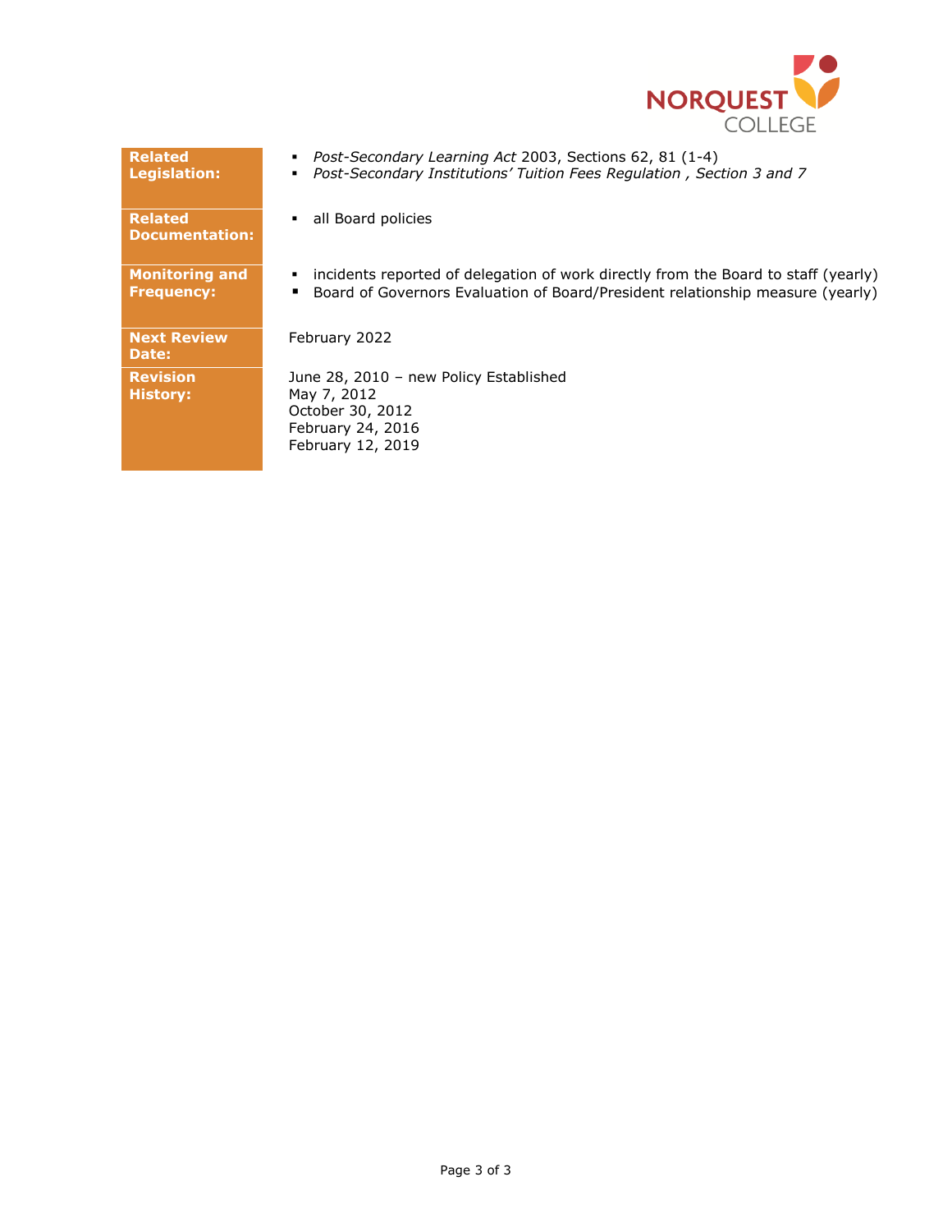| | |
|---|---|
| **Related Legislation:** | ▪ *Post-Secondary Learning Act* 2003, Sections 62, 81 (1-4)<br>▪ *Post-Secondary Institutions' Tuition Fees Regulation , Section 3 and 7* |
| **Related Documentation:** | ▪ all Board policies |
| **Monitoring and Frequency:** | ▪ incidents reported of delegation of work directly from the Board to staff (yearly)<br>▪ Board of Governors Evaluation of Board/President relationship measure (yearly) |
| **Next Review Date:** | February 2022 |
| **Revision History:** | June 28, 2010 – new Policy Established<br>May 7, 2012<br>October 30, 2012<br>February 24, 2016<br>February 12, 2019 |